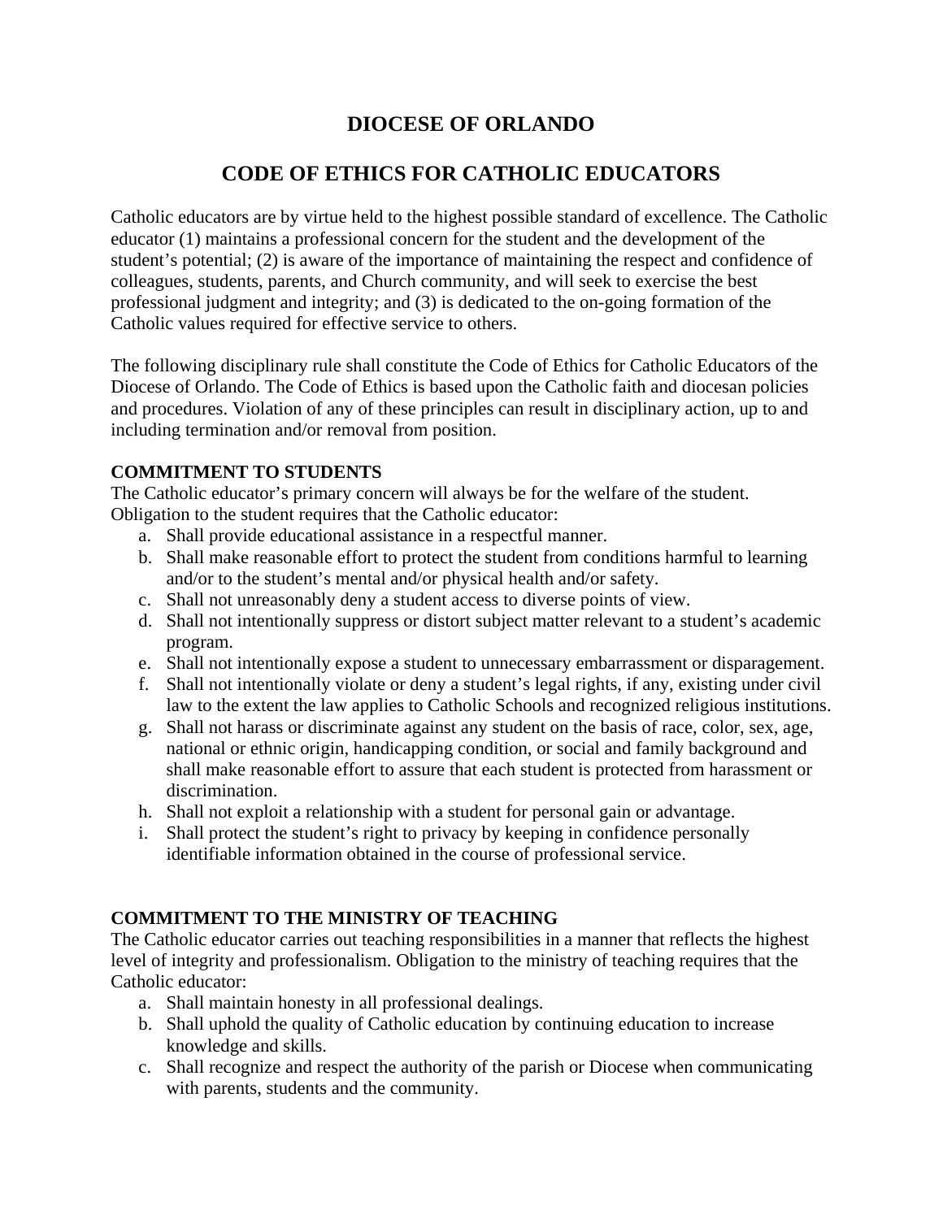# DIOCESE OF ORLANDO

# CODE OF ETHICS FOR CATHOLIC EDUCATORS

Catholic educators are by virtue held to the highest possible standard of excellence. The Catholic educator (1) maintains a professional concern for the student and the development of the student's potential; (2) is aware of the importance of maintaining the respect and confidence of colleagues, students, parents, and Church community, and will seek to exercise the best professional judgment and integrity; and (3) is dedicated to the on-going formation of the Catholic values required for effective service to others.

The following disciplinary rule shall constitute the Code of Ethics for Catholic Educators of the Diocese of Orlando. The Code of Ethics is based upon the Catholic faith and diocesan policies and procedures. Violation of any of these principles can result in disciplinary action, up to and including termination and/or removal from position.

**COMMITMENT TO STUDENTS**

The Catholic educator's primary concern will always be for the welfare of the student. Obligation to the student requires that the Catholic educator:

a. Shall provide educational assistance in a respectful manner.
b. Shall make reasonable effort to protect the student from conditions harmful to learning and/or to the student's mental and/or physical health and/or safety.
c. Shall not unreasonably deny a student access to diverse points of view.
d. Shall not intentionally suppress or distort subject matter relevant to a student's academic program.
e. Shall not intentionally expose a student to unnecessary embarrassment or disparagement.
f. Shall not intentionally violate or deny a student's legal rights, if any, existing under civil law to the extent the law applies to Catholic Schools and recognized religious institutions.
g. Shall not harass or discriminate against any student on the basis of race, color, sex, age, national or ethnic origin, handicapping condition, or social and family background and shall make reasonable effort to assure that each student is protected from harassment or discrimination.
h. Shall not exploit a relationship with a student for personal gain or advantage.
i. Shall protect the student's right to privacy by keeping in confidence personally identifiable information obtained in the course of professional service.

**COMMITMENT TO THE MINISTRY OF TEACHING**

The Catholic educator carries out teaching responsibilities in a manner that reflects the highest level of integrity and professionalism. Obligation to the ministry of teaching requires that the Catholic educator:

a. Shall maintain honesty in all professional dealings.
b. Shall uphold the quality of Catholic education by continuing education to increase knowledge and skills.
c. Shall recognize and respect the authority of the parish or Diocese when communicating with parents, students and the community.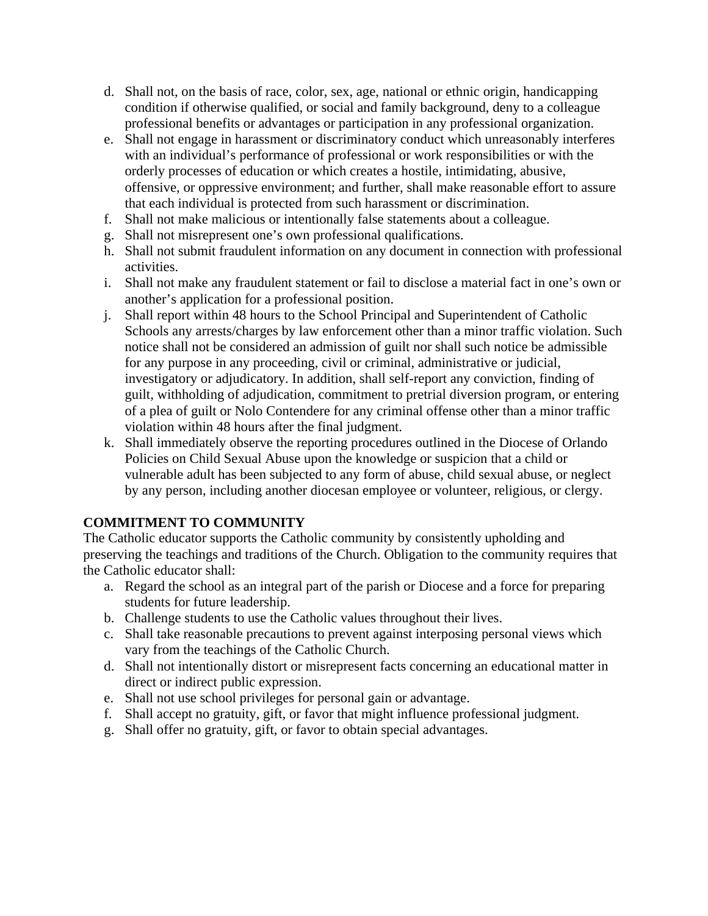d. Shall not, on the basis of race, color, sex, age, national or ethnic origin, handicapping condition if otherwise qualified, or social and family background, deny to a colleague professional benefits or advantages or participation in any professional organization.
e. Shall not engage in harassment or discriminatory conduct which unreasonably interferes with an individual's performance of professional or work responsibilities or with the orderly processes of education or which creates a hostile, intimidating, abusive, offensive, or oppressive environment; and further, shall make reasonable effort to assure that each individual is protected from such harassment or discrimination.
f. Shall not make malicious or intentionally false statements about a colleague.
g. Shall not misrepresent one's own professional qualifications.
h. Shall not submit fraudulent information on any document in connection with professional activities.
i. Shall not make any fraudulent statement or fail to disclose a material fact in one's own or another's application for a professional position.
j. Shall report within 48 hours to the School Principal and Superintendent of Catholic Schools any arrests/charges by law enforcement other than a minor traffic violation. Such notice shall not be considered an admission of guilt nor shall such notice be admissible for any purpose in any proceeding, civil or criminal, administrative or judicial, investigatory or adjudicatory. In addition, shall self-report any conviction, finding of guilt, withholding of adjudication, commitment to pretrial diversion program, or entering of a plea of guilt or Nolo Contendere for any criminal offense other than a minor traffic violation within 48 hours after the final judgment.
k. Shall immediately observe the reporting procedures outlined in the Diocese of Orlando Policies on Child Sexual Abuse upon the knowledge or suspicion that a child or vulnerable adult has been subjected to any form of abuse, child sexual abuse, or neglect by any person, including another diocesan employee or volunteer, religious, or clergy.

**COMMITMENT TO COMMUNITY**

The Catholic educator supports the Catholic community by consistently upholding and preserving the teachings and traditions of the Church. Obligation to the community requires that the Catholic educator shall:

a. Regard the school as an integral part of the parish or Diocese and a force for preparing students for future leadership.
b. Challenge students to use the Catholic values throughout their lives.
c. Shall take reasonable precautions to prevent against interposing personal views which vary from the teachings of the Catholic Church.
d. Shall not intentionally distort or misrepresent facts concerning an educational matter in direct or indirect public expression.
e. Shall not use school privileges for personal gain or advantage.
f. Shall accept no gratuity, gift, or favor that might influence professional judgment.
g. Shall offer no gratuity, gift, or favor to obtain special advantages.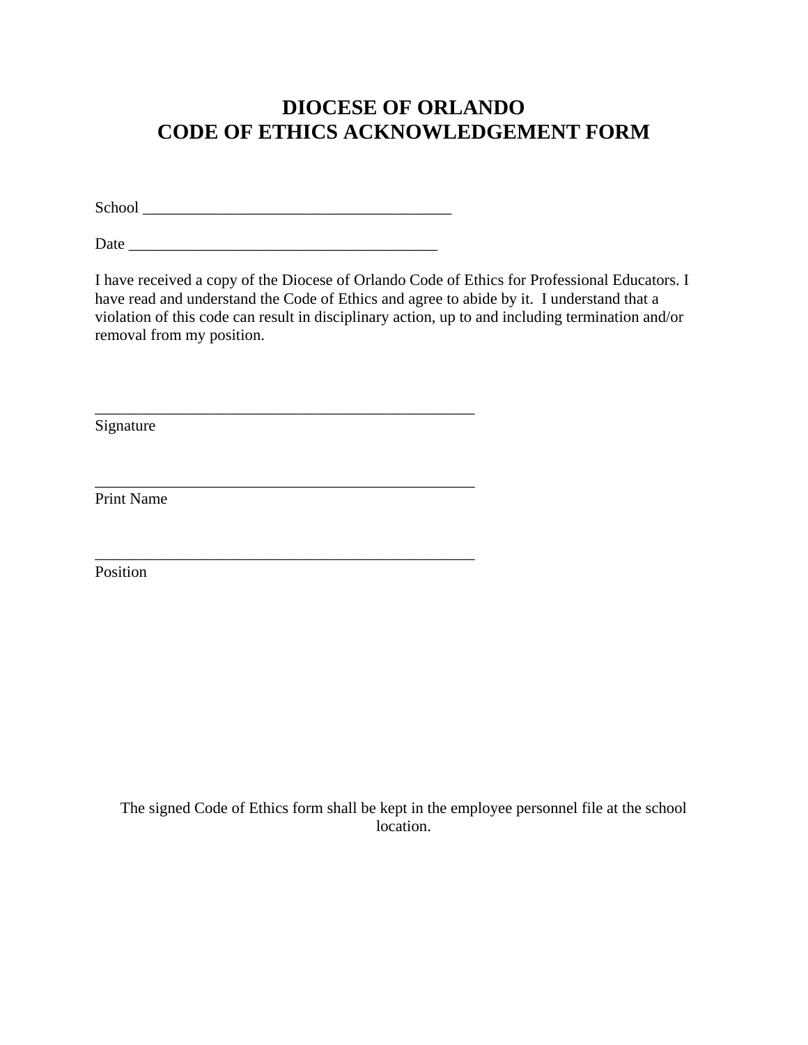# DIOCESE OF ORLANDO
# CODE OF ETHICS ACKNOWLEDGEMENT FORM

School ________________________________________

Date ________________________________________

I have received a copy of the Diocese of Orlando Code of Ethics for Professional Educators. I have read and understand the Code of Ethics and agree to abide by it. I understand that a violation of this code can result in disciplinary action, up to and including termination and/or removal from my position.

_________________________________________________
Signature

_________________________________________________
Print Name

_________________________________________________
Position

The signed Code of Ethics form shall be kept in the employee personnel file at the school location.